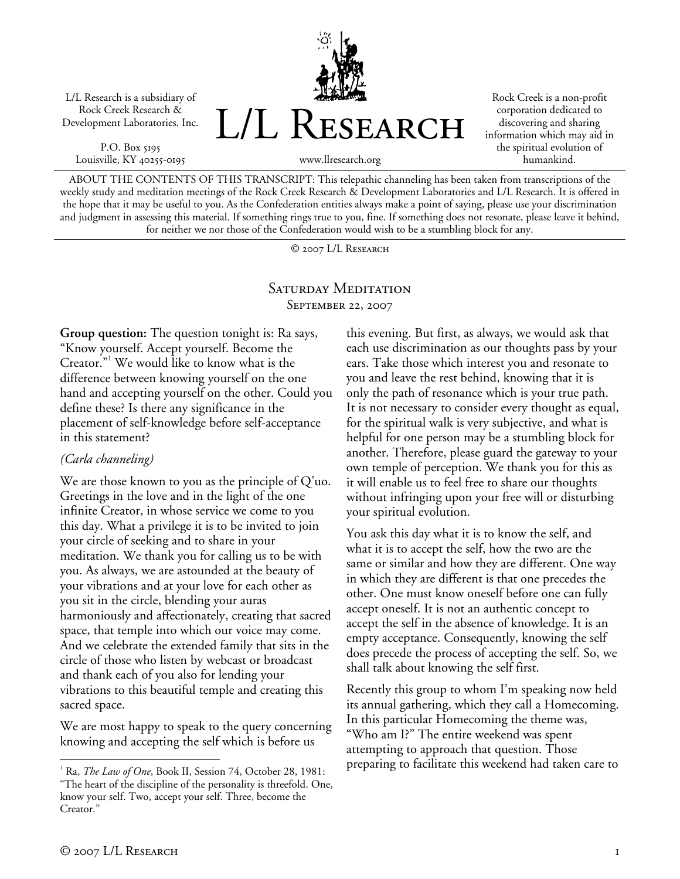L/L Research is a subsidiary of Rock Creek Research & Development Laboratories, Inc.

P.O. Box 5195
Louisville, KY 40255-0195

# L/L Research

www.llresearch.org

Rock Creek is a non-profit corporation dedicated to discovering and sharing information which may aid in the spiritual evolution of humankind.

ABOUT THE CONTENTS OF THIS TRANSCRIPT: This telepathic channeling has been taken from transcriptions of the weekly study and meditation meetings of the Rock Creek Research & Development Laboratories and L/L Research. It is offered in the hope that it may be useful to you. As the Confederation entities always make a point of saying, please use your discrimination and judgment in assessing this material. If something rings true to you, fine. If something does not resonate, please leave it behind, for neither we nor those of the Confederation would wish to be a stumbling block for any.

© 2007 L/L Research

## Saturday Meditation

September 22, 2007

**Group question:** The question tonight is: Ra says, "Know yourself. Accept yourself. Become the Creator."[1] We would like to know what is the difference between knowing yourself on the one hand and accepting yourself on the other. Could you define these? Is there any significance in the placement of self-knowledge before self-acceptance in this statement?

*(Carla channeling)*

We are those known to you as the principle of Q'uo. Greetings in the love and in the light of the one infinite Creator, in whose service we come to you this day. What a privilege it is to be invited to join your circle of seeking and to share in your meditation. We thank you for calling us to be with you. As always, we are astounded at the beauty of your vibrations and at your love for each other as you sit in the circle, blending your auras harmoniously and affectionately, creating that sacred space, that temple into which our voice may come. And we celebrate the extended family that sits in the circle of those who listen by webcast or broadcast and thank each of you also for lending your vibrations to this beautiful temple and creating this sacred space.

We are most happy to speak to the query concerning knowing and accepting the self which is before us this evening. But first, as always, we would ask that each use discrimination as our thoughts pass by your ears. Take those which interest you and resonate to you and leave the rest behind, knowing that it is only the path of resonance which is your true path. It is not necessary to consider every thought as equal, for the spiritual walk is very subjective, and what is helpful for one person may be a stumbling block for another. Therefore, please guard the gateway to your own temple of perception. We thank you for this as it will enable us to feel free to share our thoughts without infringing upon your free will or disturbing your spiritual evolution.

You ask this day what it is to know the self, and what it is to accept the self, how the two are the same or similar and how they are different. One way in which they are different is that one precedes the other. One must know oneself before one can fully accept oneself. It is not an authentic concept to accept the self in the absence of knowledge. It is an empty acceptance. Consequently, knowing the self does precede the process of accepting the self. So, we shall talk about knowing the self first.

Recently this group to whom I'm speaking now held its annual gathering, which they call a Homecoming. In this particular Homecoming the theme was, "Who am I?" The entire weekend was spent attempting to approach that question. Those preparing to facilitate this weekend had taken care to

---

[1] Ra, *The Law of One*, Book II, Session 74, October 28, 1981: "The heart of the discipline of the personality is threefold. One, know your self. Two, accept your self. Three, become the Creator."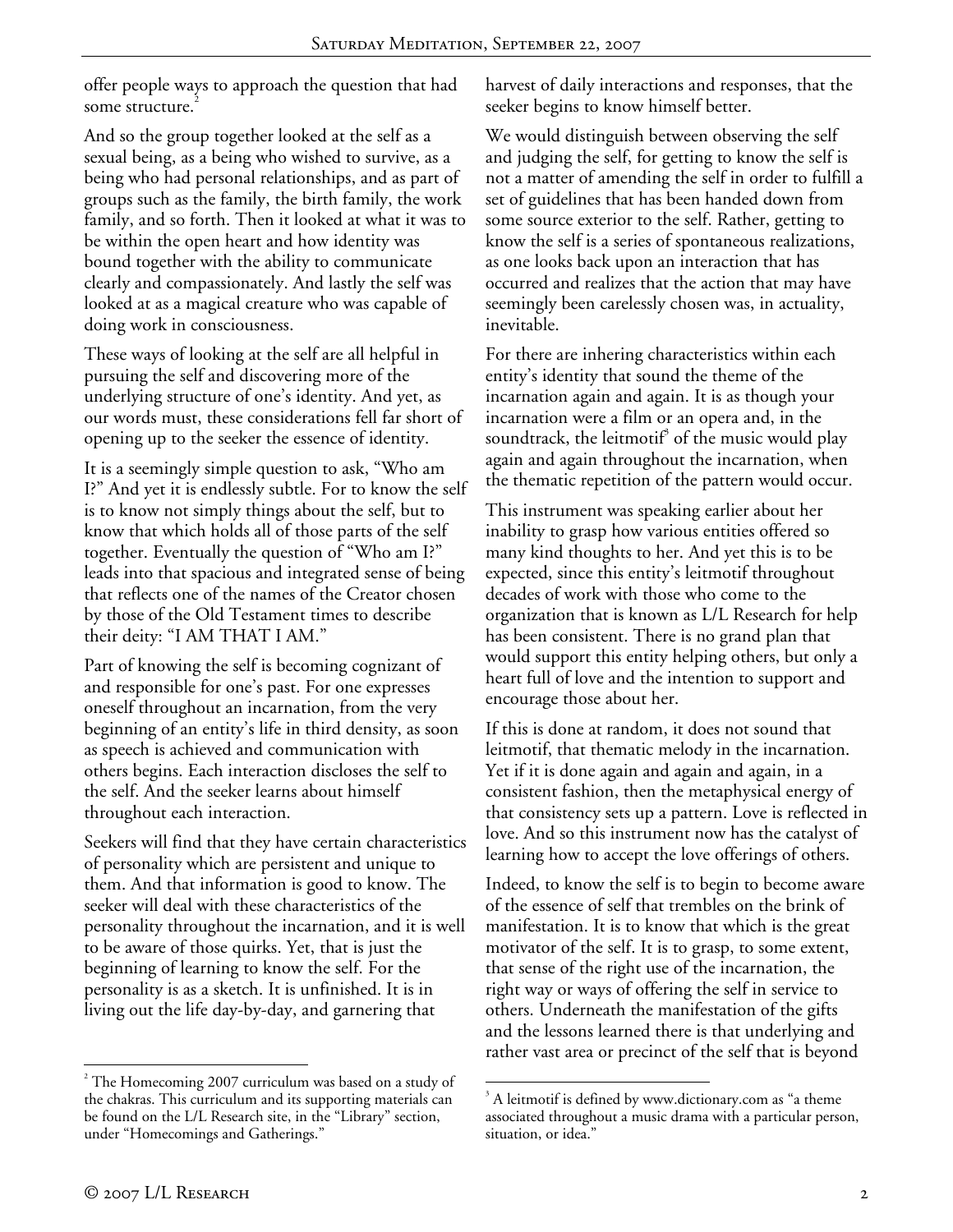offer people ways to approach the question that had some structure.[2]

And so the group together looked at the self as a sexual being, as a being who wished to survive, as a being who had personal relationships, and as part of groups such as the family, the birth family, the work family, and so forth. Then it looked at what it was to be within the open heart and how identity was bound together with the ability to communicate clearly and compassionately. And lastly the self was looked at as a magical creature who was capable of doing work in consciousness.

These ways of looking at the self are all helpful in pursuing the self and discovering more of the underlying structure of one's identity. And yet, as our words must, these considerations fell far short of opening up to the seeker the essence of identity.

It is a seemingly simple question to ask, "Who am I?" And yet it is endlessly subtle. For to know the self is to know not simply things about the self, but to know that which holds all of those parts of the self together. Eventually the question of "Who am I?" leads into that spacious and integrated sense of being that reflects one of the names of the Creator chosen by those of the Old Testament times to describe their deity: "I AM THAT I AM."

Part of knowing the self is becoming cognizant of and responsible for one's past. For one expresses oneself throughout an incarnation, from the very beginning of an entity's life in third density, as soon as speech is achieved and communication with others begins. Each interaction discloses the self to the self. And the seeker learns about himself throughout each interaction.

Seekers will find that they have certain characteristics of personality which are persistent and unique to them. And that information is good to know. The seeker will deal with these characteristics of the personality throughout the incarnation, and it is well to be aware of those quirks. Yet, that is just the beginning of learning to know the self. For the personality is as a sketch. It is unfinished. It is in living out the life day-by-day, and garnering that harvest of daily interactions and responses, that the seeker begins to know himself better.

We would distinguish between observing the self and judging the self, for getting to know the self is not a matter of amending the self in order to fulfill a set of guidelines that has been handed down from some source exterior to the self. Rather, getting to know the self is a series of spontaneous realizations, as one looks back upon an interaction that has occurred and realizes that the action that may have seemingly been carelessly chosen was, in actuality, inevitable.

For there are inhering characteristics within each entity's identity that sound the theme of the incarnation again and again. It is as though your incarnation were a film or an opera and, in the soundtrack, the leitmotif[3] of the music would play again and again throughout the incarnation, when the thematic repetition of the pattern would occur.

This instrument was speaking earlier about her inability to grasp how various entities offered so many kind thoughts to her. And yet this is to be expected, since this entity's leitmotif throughout decades of work with those who come to the organization that is known as L/L Research for help has been consistent. There is no grand plan that would support this entity helping others, but only a heart full of love and the intention to support and encourage those about her.

If this is done at random, it does not sound that leitmotif, that thematic melody in the incarnation. Yet if it is done again and again and again, in a consistent fashion, then the metaphysical energy of that consistency sets up a pattern. Love is reflected in love. And so this instrument now has the catalyst of learning how to accept the love offerings of others.

Indeed, to know the self is to begin to become aware of the essence of self that trembles on the brink of manifestation. It is to know that which is the great motivator of the self. It is to grasp, to some extent, that sense of the right use of the incarnation, the right way or ways of offering the self in service to others. Underneath the manifestation of the gifts and the lessons learned there is that underlying and rather vast area or precinct of the self that is beyond

---

[2] The Homecoming 2007 curriculum was based on a study of the chakras. This curriculum and its supporting materials can be found on the L/L Research site, in the "Library" section, under "Homecomings and Gatherings."

[3] A leitmotif is defined by www.dictionary.com as "a theme associated throughout a music drama with a particular person, situation, or idea."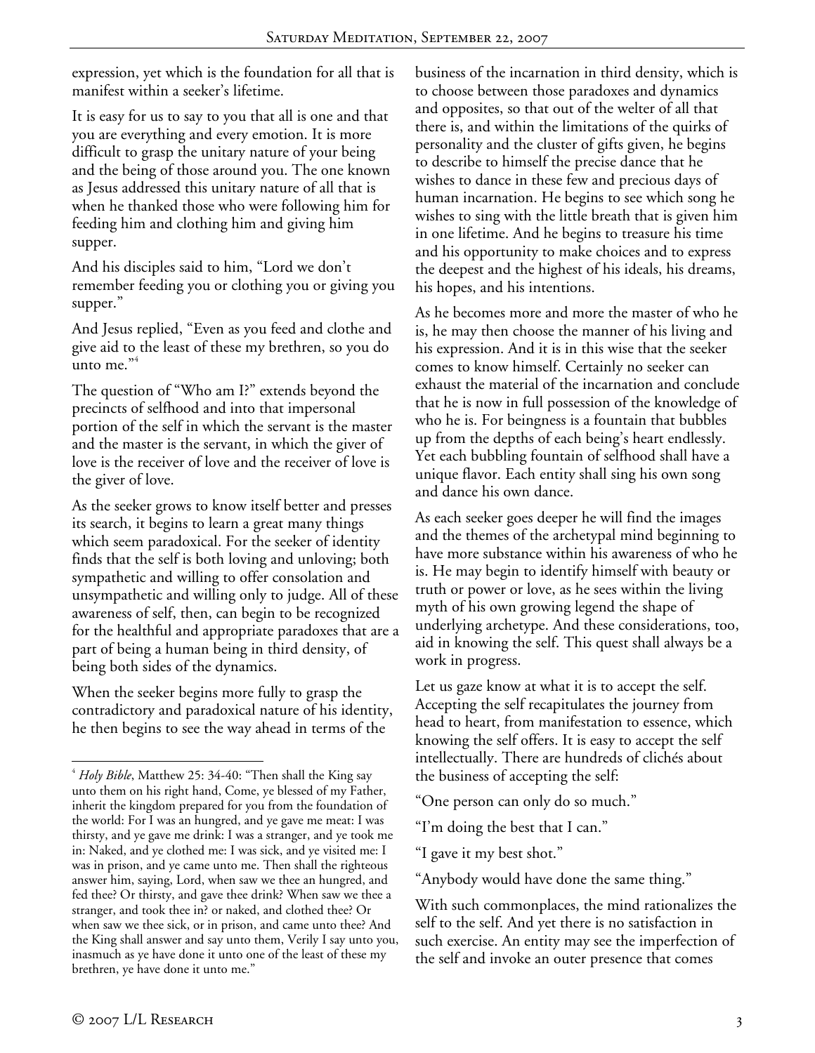expression, yet which is the foundation for all that is manifest within a seeker's lifetime.

It is easy for us to say to you that all is one and that you are everything and every emotion. It is more difficult to grasp the unitary nature of your being and the being of those around you. The one known as Jesus addressed this unitary nature of all that is when he thanked those who were following him for feeding him and clothing him and giving him supper.

And his disciples said to him, "Lord we don't remember feeding you or clothing you or giving you supper."

And Jesus replied, "Even as you feed and clothe and give aid to the least of these my brethren, so you do unto me."[4]

The question of "Who am I?" extends beyond the precincts of selfhood and into that impersonal portion of the self in which the servant is the master and the master is the servant, in which the giver of love is the receiver of love and the receiver of love is the giver of love.

As the seeker grows to know itself better and presses its search, it begins to learn a great many things which seem paradoxical. For the seeker of identity finds that the self is both loving and unloving; both sympathetic and willing to offer consolation and unsympathetic and willing only to judge. All of these awareness of self, then, can begin to be recognized for the healthful and appropriate paradoxes that are a part of being a human being in third density, of being both sides of the dynamics.

When the seeker begins more fully to grasp the contradictory and paradoxical nature of his identity, he then begins to see the way ahead in terms of the business of the incarnation in third density, which is to choose between those paradoxes and dynamics and opposites, so that out of the welter of all that there is, and within the limitations of the quirks of personality and the cluster of gifts given, he begins to describe to himself the precise dance that he wishes to dance in these few and precious days of human incarnation. He begins to see which song he wishes to sing with the little breath that is given him in one lifetime. And he begins to treasure his time and his opportunity to make choices and to express the deepest and the highest of his ideals, his dreams, his hopes, and his intentions.

As he becomes more and more the master of who he is, he may then choose the manner of his living and his expression. And it is in this wise that the seeker comes to know himself. Certainly no seeker can exhaust the material of the incarnation and conclude that he is now in full possession of the knowledge of who he is. For beingness is a fountain that bubbles up from the depths of each being's heart endlessly. Yet each bubbling fountain of selfhood shall have a unique flavor. Each entity shall sing his own song and dance his own dance.

As each seeker goes deeper he will find the images and the themes of the archetypal mind beginning to have more substance within his awareness of who he is. He may begin to identify himself with beauty or truth or power or love, as he sees within the living myth of his own growing legend the shape of underlying archetype. And these considerations, too, aid in knowing the self. This quest shall always be a work in progress.

Let us gaze know at what it is to accept the self. Accepting the self recapitulates the journey from head to heart, from manifestation to essence, which knowing the self offers. It is easy to accept the self intellectually. There are hundreds of clichés about the business of accepting the self:

"One person can only do so much."

"I'm doing the best that I can."

"I gave it my best shot."

"Anybody would have done the same thing."

With such commonplaces, the mind rationalizes the self to the self. And yet there is no satisfaction in such exercise. An entity may see the imperfection of the self and invoke an outer presence that comes

---

[4] *Holy Bible*, Matthew 25: 34-40: "Then shall the King say unto them on his right hand, Come, ye blessed of my Father, inherit the kingdom prepared for you from the foundation of the world: For I was an hungred, and ye gave me meat: I was thirsty, and ye gave me drink: I was a stranger, and ye took me in: Naked, and ye clothed me: I was sick, and ye visited me: I was in prison, and ye came unto me. Then shall the righteous answer him, saying, Lord, when saw we thee an hungred, and fed thee? Or thirsty, and gave thee drink? When saw we thee a stranger, and took thee in? or naked, and clothed thee? Or when saw we thee sick, or in prison, and came unto thee? And the King shall answer and say unto them, Verily I say unto you, inasmuch as ye have done it unto one of the least of these my brethren, ye have done it unto me."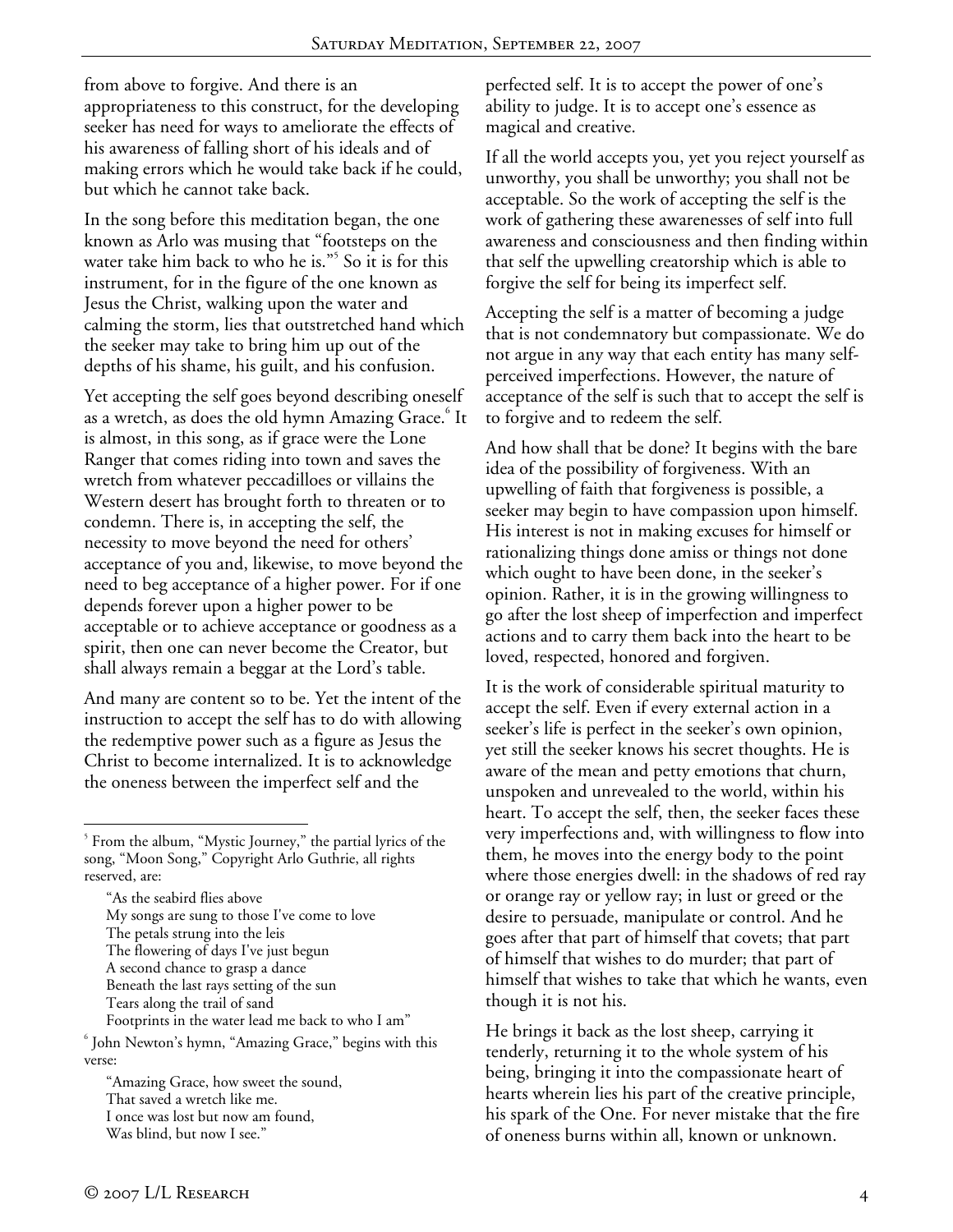from above to forgive. And there is an appropriateness to this construct, for the developing seeker has need for ways to ameliorate the effects of his awareness of falling short of his ideals and of making errors which he would take back if he could, but which he cannot take back.

In the song before this meditation began, the one known as Arlo was musing that "footsteps on the water take him back to who he is."[5] So it is for this instrument, for in the figure of the one known as Jesus the Christ, walking upon the water and calming the storm, lies that outstretched hand which the seeker may take to bring him up out of the depths of his shame, his guilt, and his confusion.

Yet accepting the self goes beyond describing oneself as a wretch, as does the old hymn Amazing Grace.[6] It is almost, in this song, as if grace were the Lone Ranger that comes riding into town and saves the wretch from whatever peccadilloes or villains the Western desert has brought forth to threaten or to condemn. There is, in accepting the self, the necessity to move beyond the need for others' acceptance of you and, likewise, to move beyond the need to beg acceptance of a higher power. For if one depends forever upon a higher power to be acceptable or to achieve acceptance or goodness as a spirit, then one can never become the Creator, but shall always remain a beggar at the Lord's table.

And many are content so to be. Yet the intent of the instruction to accept the self has to do with allowing the redemptive power such as a figure as Jesus the Christ to become internalized. It is to acknowledge the oneness between the imperfect self and the perfected self. It is to accept the power of one's ability to judge. It is to accept one's essence as magical and creative.

If all the world accepts you, yet you reject yourself as unworthy, you shall be unworthy; you shall not be acceptable. So the work of accepting the self is the work of gathering these awarenesses of self into full awareness and consciousness and then finding within that self the upwelling creatorship which is able to forgive the self for being its imperfect self.

Accepting the self is a matter of becoming a judge that is not condemnatory but compassionate. We do not argue in any way that each entity has many self-perceived imperfections. However, the nature of acceptance of the self is such that to accept the self is to forgive and to redeem the self.

And how shall that be done? It begins with the bare idea of the possibility of forgiveness. With an upwelling of faith that forgiveness is possible, a seeker may begin to have compassion upon himself. His interest is not in making excuses for himself or rationalizing things done amiss or things not done which ought to have been done, in the seeker's opinion. Rather, it is in the growing willingness to go after the lost sheep of imperfection and imperfect actions and to carry them back into the heart to be loved, respected, honored and forgiven.

It is the work of considerable spiritual maturity to accept the self. Even if every external action in a seeker's life is perfect in the seeker's own opinion, yet still the seeker knows his secret thoughts. He is aware of the mean and petty emotions that churn, unspoken and unrevealed to the world, within his heart. To accept the self, then, the seeker faces these very imperfections and, with willingness to flow into them, he moves into the energy body to the point where those energies dwell: in the shadows of red ray or orange ray or yellow ray; in lust or greed or the desire to persuade, manipulate or control. And he goes after that part of himself that covets; that part of himself that wishes to do murder; that part of himself that wishes to take that which he wants, even though it is not his.

He brings it back as the lost sheep, carrying it tenderly, returning it to the whole system of his being, bringing it into the compassionate heart of hearts wherein lies his part of the creative principle, his spark of the One. For never mistake that the fire of oneness burns within all, known or unknown.

---

[5] From the album, "Mystic Journey," the partial lyrics of the song, "Moon Song," Copyright Arlo Guthrie, all rights reserved, are:

> "As the seabird flies above
> My songs are sung to those I've come to love
> The petals strung into the leis
> The flowering of days I've just begun
> A second chance to grasp a dance
> Beneath the last rays setting of the sun
> Tears along the trail of sand
> Footprints in the water lead me back to who I am"

[6] John Newton's hymn, "Amazing Grace," begins with this verse:

> "Amazing Grace, how sweet the sound,
> That saved a wretch like me.
> I once was lost but now am found,
> Was blind, but now I see."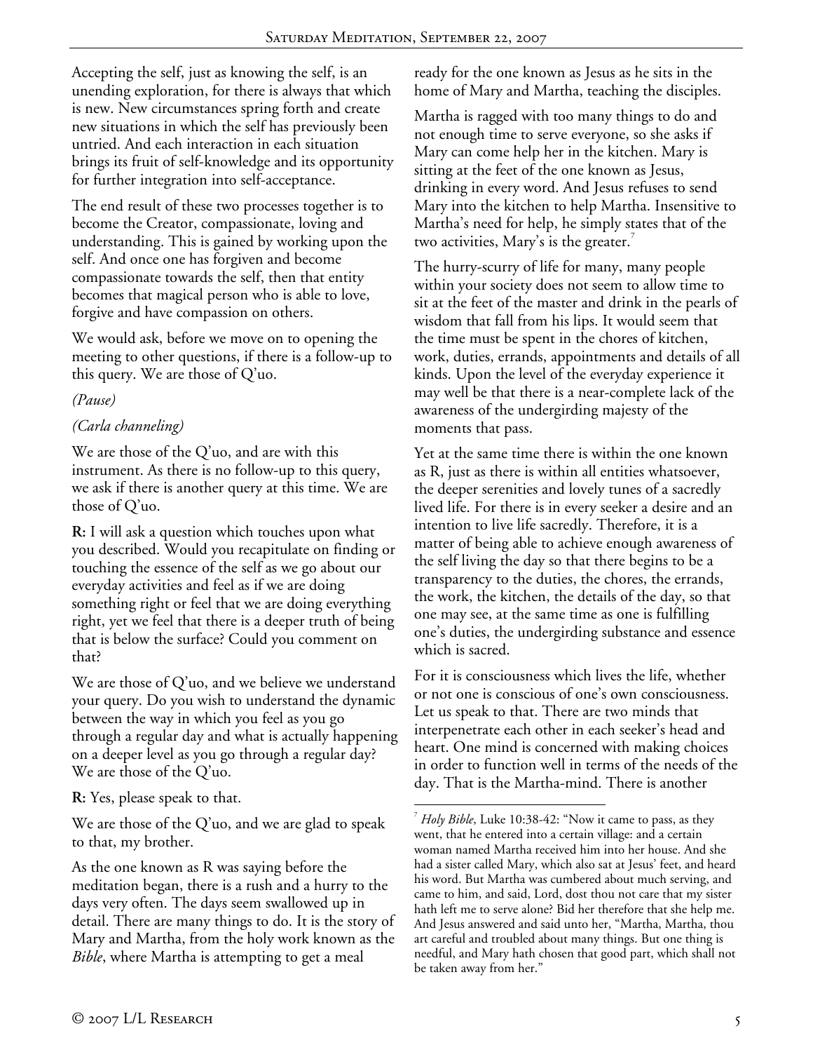Accepting the self, just as knowing the self, is an unending exploration, for there is always that which is new. New circumstances spring forth and create new situations in which the self has previously been untried. And each interaction in each situation brings its fruit of self-knowledge and its opportunity for further integration into self-acceptance.

The end result of these two processes together is to become the Creator, compassionate, loving and understanding. This is gained by working upon the self. And once one has forgiven and become compassionate towards the self, then that entity becomes that magical person who is able to love, forgive and have compassion on others.

We would ask, before we move on to opening the meeting to other questions, if there is a follow-up to this query. We are those of Q'uo.

*(Pause)*

*(Carla channeling)*

We are those of the Q'uo, and are with this instrument. As there is no follow-up to this query, we ask if there is another query at this time. We are those of Q'uo.

**R:** I will ask a question which touches upon what you described. Would you recapitulate on finding or touching the essence of the self as we go about our everyday activities and feel as if we are doing something right or feel that we are doing everything right, yet we feel that there is a deeper truth of being that is below the surface? Could you comment on that?

We are those of Q'uo, and we believe we understand your query. Do you wish to understand the dynamic between the way in which you feel as you go through a regular day and what is actually happening on a deeper level as you go through a regular day? We are those of the Q'uo.

**R:** Yes, please speak to that.

We are those of the Q'uo, and we are glad to speak to that, my brother.

As the one known as R was saying before the meditation began, there is a rush and a hurry to the days very often. The days seem swallowed up in detail. There are many things to do. It is the story of Mary and Martha, from the holy work known as the *Bible*, where Martha is attempting to get a meal ready for the one known as Jesus as he sits in the home of Mary and Martha, teaching the disciples.

Martha is ragged with too many things to do and not enough time to serve everyone, so she asks if Mary can come help her in the kitchen. Mary is sitting at the feet of the one known as Jesus, drinking in every word. And Jesus refuses to send Mary into the kitchen to help Martha. Insensitive to Martha's need for help, he simply states that of the two activities, Mary's is the greater.[7]

The hurry-scurry of life for many, many people within your society does not seem to allow time to sit at the feet of the master and drink in the pearls of wisdom that fall from his lips. It would seem that the time must be spent in the chores of kitchen, work, duties, errands, appointments and details of all kinds. Upon the level of the everyday experience it may well be that there is a near-complete lack of the awareness of the undergirding majesty of the moments that pass.

Yet at the same time there is within the one known as R, just as there is within all entities whatsoever, the deeper serenities and lovely tunes of a sacredly lived life. For there is in every seeker a desire and an intention to live life sacredly. Therefore, it is a matter of being able to achieve enough awareness of the self living the day so that there begins to be a transparency to the duties, the chores, the errands, the work, the kitchen, the details of the day, so that one may see, at the same time as one is fulfilling one's duties, the undergirding substance and essence which is sacred.

For it is consciousness which lives the life, whether or not one is conscious of one's own consciousness. Let us speak to that. There are two minds that interpenetrate each other in each seeker's head and heart. One mind is concerned with making choices in order to function well in terms of the needs of the day. That is the Martha-mind. There is another

[7] *Holy Bible*, Luke 10:38-42: "Now it came to pass, as they went, that he entered into a certain village: and a certain woman named Martha received him into her house. And she had a sister called Mary, which also sat at Jesus' feet, and heard his word. But Martha was cumbered about much serving, and came to him, and said, Lord, dost thou not care that my sister hath left me to serve alone? Bid her therefore that she help me. And Jesus answered and said unto her, "Martha, Martha, thou art careful and troubled about many things. But one thing is needful, and Mary hath chosen that good part, which shall not be taken away from her."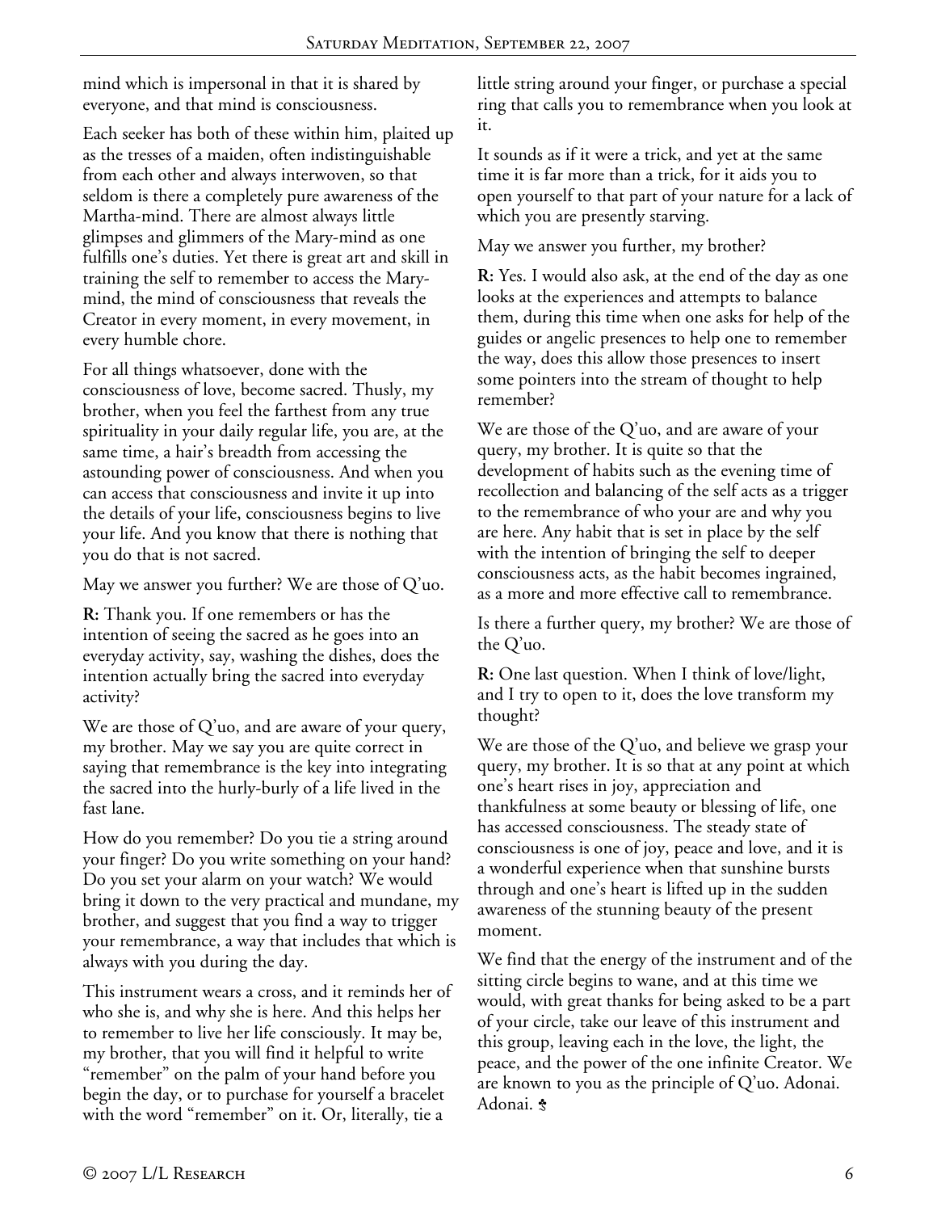mind which is impersonal in that it is shared by everyone, and that mind is consciousness.

Each seeker has both of these within him, plaited up as the tresses of a maiden, often indistinguishable from each other and always interwoven, so that seldom is there a completely pure awareness of the Martha-mind. There are almost always little glimpses and glimmers of the Mary-mind as one fulfills one's duties. Yet there is great art and skill in training the self to remember to access the Mary-mind, the mind of consciousness that reveals the Creator in every moment, in every movement, in every humble chore.

For all things whatsoever, done with the consciousness of love, become sacred. Thusly, my brother, when you feel the farthest from any true spirituality in your daily regular life, you are, at the same time, a hair's breadth from accessing the astounding power of consciousness. And when you can access that consciousness and invite it up into the details of your life, consciousness begins to live your life. And you know that there is nothing that you do that is not sacred.

May we answer you further? We are those of Q'uo.

**R:** Thank you. If one remembers or has the intention of seeing the sacred as he goes into an everyday activity, say, washing the dishes, does the intention actually bring the sacred into everyday activity?

We are those of Q'uo, and are aware of your query, my brother. May we say you are quite correct in saying that remembrance is the key into integrating the sacred into the hurly-burly of a life lived in the fast lane.

How do you remember? Do you tie a string around your finger? Do you write something on your hand? Do you set your alarm on your watch? We would bring it down to the very practical and mundane, my brother, and suggest that you find a way to trigger your remembrance, a way that includes that which is always with you during the day.

This instrument wears a cross, and it reminds her of who she is, and why she is here. And this helps her to remember to live her life consciously. It may be, my brother, that you will find it helpful to write "remember" on the palm of your hand before you begin the day, or to purchase for yourself a bracelet with the word "remember" on it. Or, literally, tie a little string around your finger, or purchase a special ring that calls you to remembrance when you look at it.

It sounds as if it were a trick, and yet at the same time it is far more than a trick, for it aids you to open yourself to that part of your nature for a lack of which you are presently starving.

May we answer you further, my brother?

**R:** Yes. I would also ask, at the end of the day as one looks at the experiences and attempts to balance them, during this time when one asks for help of the guides or angelic presences to help one to remember the way, does this allow those presences to insert some pointers into the stream of thought to help remember?

We are those of the Q'uo, and are aware of your query, my brother. It is quite so that the development of habits such as the evening time of recollection and balancing of the self acts as a trigger to the remembrance of who your are and why you are here. Any habit that is set in place by the self with the intention of bringing the self to deeper consciousness acts, as the habit becomes ingrained, as a more and more effective call to remembrance.

Is there a further query, my brother? We are those of the Q'uo.

**R:** One last question. When I think of love/light, and I try to open to it, does the love transform my thought?

We are those of the Q'uo, and believe we grasp your query, my brother. It is so that at any point at which one's heart rises in joy, appreciation and thankfulness at some beauty or blessing of life, one has accessed consciousness. The steady state of consciousness is one of joy, peace and love, and it is a wonderful experience when that sunshine bursts through and one's heart is lifted up in the sudden awareness of the stunning beauty of the present moment.

We find that the energy of the instrument and of the sitting circle begins to wane, and at this time we would, with great thanks for being asked to be a part of your circle, take our leave of this instrument and this group, leaving each in the love, the light, the peace, and the power of the one infinite Creator. We are known to you as the principle of Q'uo. Adonai. Adonai.